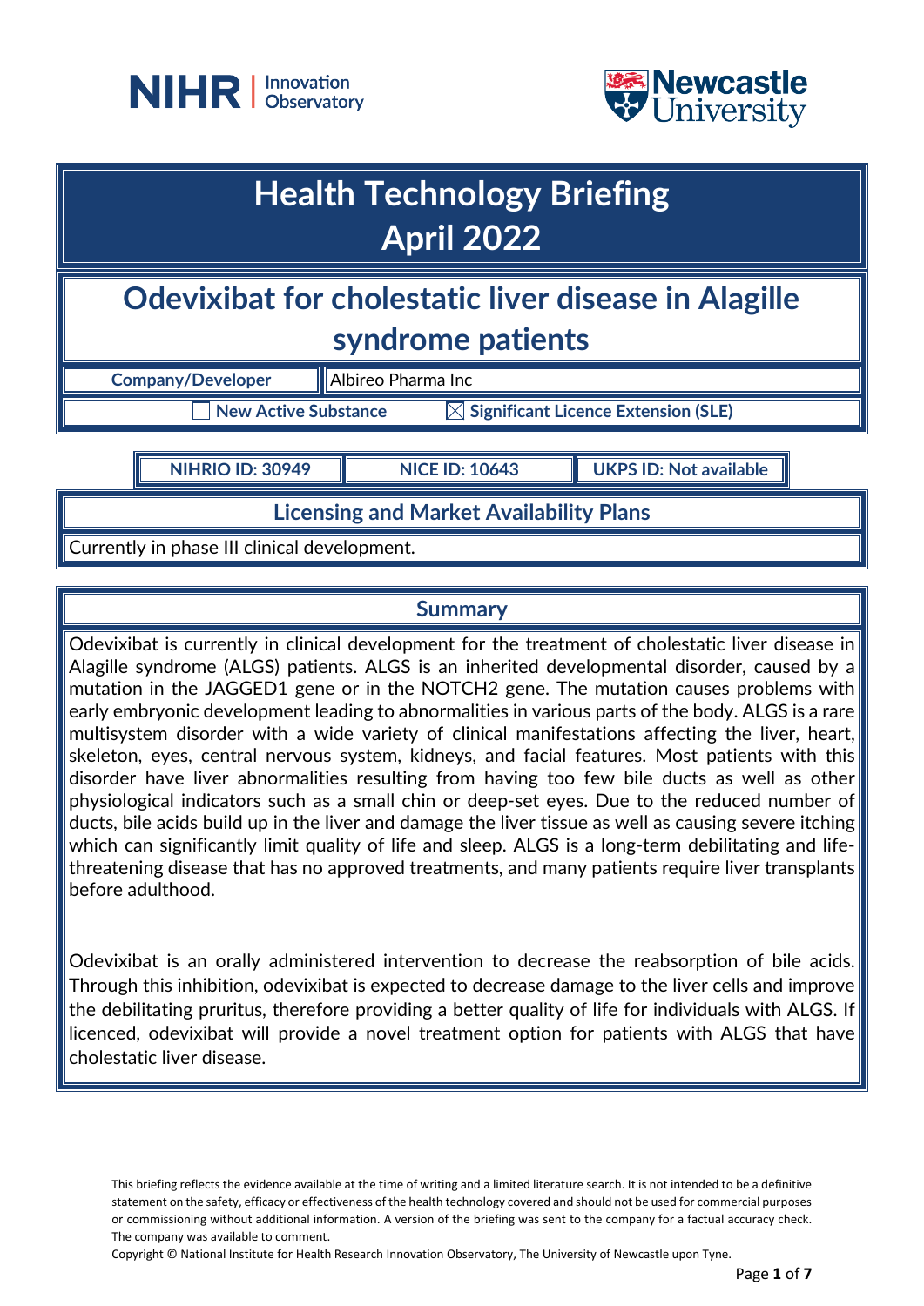# Health Technology Briefing
# April 2022

## Odevixibat for cholestatic liver disease in Alagille syndrome patients

| Company/Developer | Albireo Pharma Inc |
|---|---|

☐ New Active Substance ☒ Significant Licence Extension (SLE)

| NIHRIO ID: 30949 | NICE ID: 10643 | UKPS ID: Not available |
|---|---|---|

### Licensing and Market Availability Plans

Currently in phase III clinical development.

### Summary

Odevixibat is currently in clinical development for the treatment of cholestatic liver disease in Alagille syndrome (ALGS) patients. ALGS is an inherited developmental disorder, caused by a mutation in the JAGGED1 gene or in the NOTCH2 gene. The mutation causes problems with early embryonic development leading to abnormalities in various parts of the body. ALGS is a rare multisystem disorder with a wide variety of clinical manifestations affecting the liver, heart, skeleton, eyes, central nervous system, kidneys, and facial features. Most patients with this disorder have liver abnormalities resulting from having too few bile ducts as well as other physiological indicators such as a small chin or deep-set eyes. Due to the reduced number of ducts, bile acids build up in the liver and damage the liver tissue as well as causing severe itching which can significantly limit quality of life and sleep. ALGS is a long-term debilitating and life-threatening disease that has no approved treatments, and many patients require liver transplants before adulthood.

Odevixibat is an orally administered intervention to decrease the reabsorption of bile acids. Through this inhibition, odevixibat is expected to decrease damage to the liver cells and improve the debilitating pruritus, therefore providing a better quality of life for individuals with ALGS. If licenced, odevixibat will provide a novel treatment option for patients with ALGS that have cholestatic liver disease.

This briefing reflects the evidence available at the time of writing and a limited literature search. It is not intended to be a definitive statement on the safety, efficacy or effectiveness of the health technology covered and should not be used for commercial purposes or commissioning without additional information. A version of the briefing was sent to the company for a factual accuracy check. The company was available to comment.

Copyright © National Institute for Health Research Innovation Observatory, The University of Newcastle upon Tyne.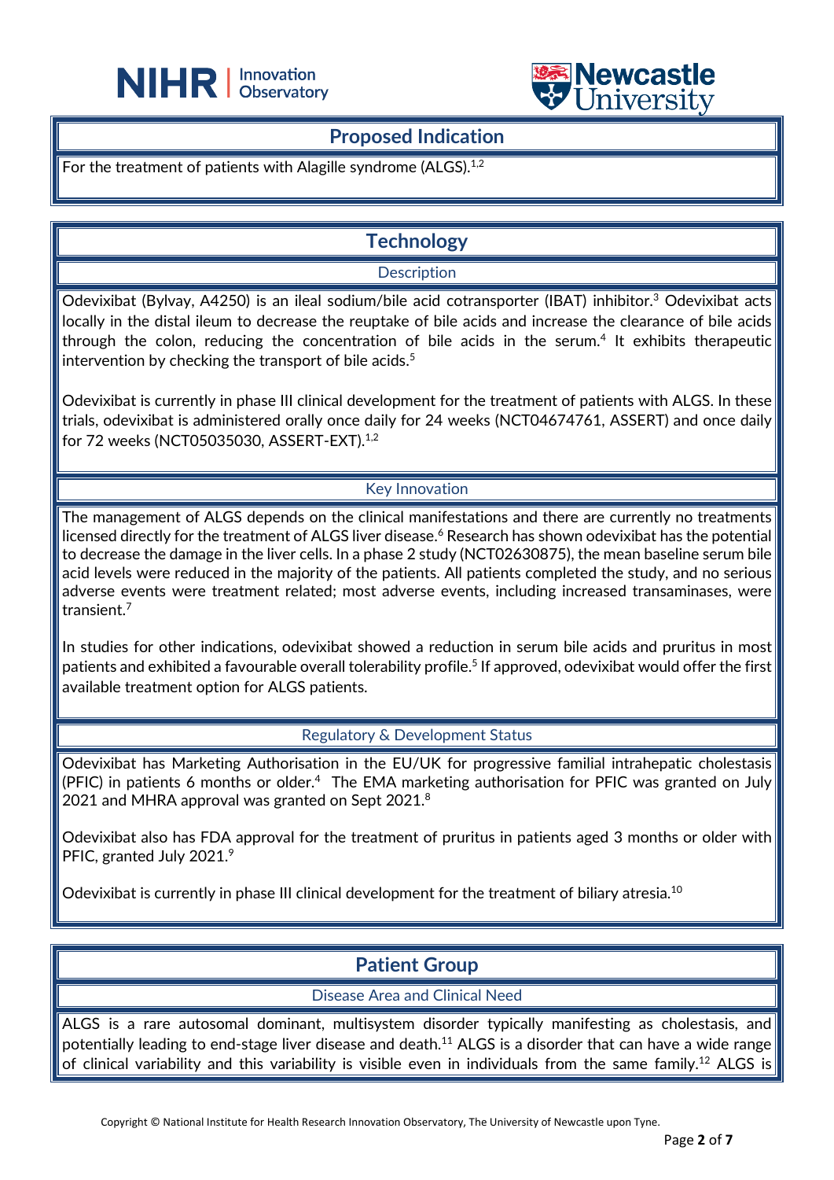## Proposed Indication

For the treatment of patients with Alagille syndrome (ALGS).[1,2]

## Technology

### Description

Odevixibat (Bylvay, A4250) is an ileal sodium/bile acid cotransporter (IBAT) inhibitor.[3] Odevixibat acts locally in the distal ileum to decrease the reuptake of bile acids and increase the clearance of bile acids through the colon, reducing the concentration of bile acids in the serum.[4] It exhibits therapeutic intervention by checking the transport of bile acids.[5]

Odevixibat is currently in phase III clinical development for the treatment of patients with ALGS. In these trials, odevixibat is administered orally once daily for 24 weeks (NCT04674761, ASSERT) and once daily for 72 weeks (NCT05035030, ASSERT-EXT).[1,2]

### Key Innovation

The management of ALGS depends on the clinical manifestations and there are currently no treatments licensed directly for the treatment of ALGS liver disease.[6] Research has shown odevixibat has the potential to decrease the damage in the liver cells. In a phase 2 study (NCT02630875), the mean baseline serum bile acid levels were reduced in the majority of the patients. All patients completed the study, and no serious adverse events were treatment related; most adverse events, including increased transaminases, were transient.[7]

In studies for other indications, odevixibat showed a reduction in serum bile acids and pruritus in most patients and exhibited a favourable overall tolerability profile.[5] If approved, odevixibat would offer the first available treatment option for ALGS patients.

### Regulatory & Development Status

Odevixibat has Marketing Authorisation in the EU/UK for progressive familial intrahepatic cholestasis (PFIC) in patients 6 months or older.[4] The EMA marketing authorisation for PFIC was granted on July 2021 and MHRA approval was granted on Sept 2021.[8]

Odevixibat also has FDA approval for the treatment of pruritus in patients aged 3 months or older with PFIC, granted July 2021.[9]

Odevixibat is currently in phase III clinical development for the treatment of biliary atresia.[10]

## Patient Group

### Disease Area and Clinical Need

ALGS is a rare autosomal dominant, multisystem disorder typically manifesting as cholestasis, and potentially leading to end-stage liver disease and death.[11] ALGS is a disorder that can have a wide range of clinical variability and this variability is visible even in individuals from the same family.[12] ALGS is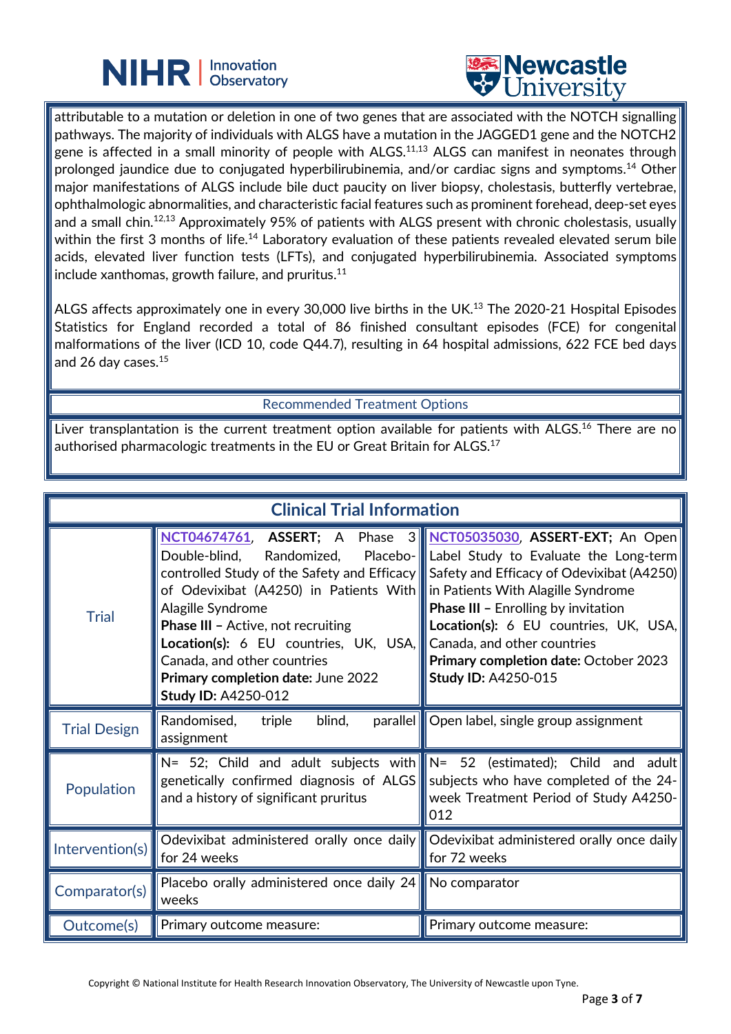attributable to a mutation or deletion in one of two genes that are associated with the NOTCH signalling pathways. The majority of individuals with ALGS have a mutation in the JAGGED1 gene and the NOTCH2 gene is affected in a small minority of people with ALGS.[11,13] ALGS can manifest in neonates through prolonged jaundice due to conjugated hyperbilirubinemia, and/or cardiac signs and symptoms.[14] Other major manifestations of ALGS include bile duct paucity on liver biopsy, cholestasis, butterfly vertebrae, ophthalmologic abnormalities, and characteristic facial features such as prominent forehead, deep-set eyes and a small chin.[12,13] Approximately 95% of patients with ALGS present with chronic cholestasis, usually within the first 3 months of life.[14] Laboratory evaluation of these patients revealed elevated serum bile acids, elevated liver function tests (LFTs), and conjugated hyperbilirubinemia. Associated symptoms include xanthomas, growth failure, and pruritus.[11]

ALGS affects approximately one in every 30,000 live births in the UK.[13] The 2020-21 Hospital Episodes Statistics for England recorded a total of 86 finished consultant episodes (FCE) for congenital malformations of the liver (ICD 10, code Q44.7), resulting in 64 hospital admissions, 622 FCE bed days and 26 day cases.[15]

## Recommended Treatment Options

Liver transplantation is the current treatment option available for patients with ALGS.[16] There are no authorised pharmacologic treatments in the EU or Great Britain for ALGS.[17]

## Clinical Trial Information

| | | |
|---|---|---|
| Trial | NCT04674761, **ASSERT;** A Phase 3 Double-blind, Randomized, Placebo-controlled Study of the Safety and Efficacy of Odevixibat (A4250) in Patients With Alagille Syndrome<br>**Phase III –** Active, not recruiting<br>**Location(s):** 6 EU countries, UK, USA, Canada, and other countries<br>**Primary completion date:** June 2022<br>**Study ID:** A4250-012 | NCT05035030, **ASSERT-EXT;** An Open Label Study to Evaluate the Long-term Safety and Efficacy of Odevixibat (A4250) in Patients With Alagille Syndrome<br>**Phase III –** Enrolling by invitation<br>**Location(s):** 6 EU countries, UK, USA, Canada, and other countries<br>**Primary completion date:** October 2023<br>**Study ID:** A4250-015 |
| Trial Design | Randomised, triple blind, parallel assignment | Open label, single group assignment |
| Population | N= 52; Child and adult subjects with genetically confirmed diagnosis of ALGS and a history of significant pruritus | N= 52 (estimated); Child and adult subjects who have completed of the 24-week Treatment Period of Study A4250-012 |
| Intervention(s) | Odevixibat administered orally once daily for 24 weeks | Odevixibat administered orally once daily for 72 weeks |
| Comparator(s) | Placebo orally administered once daily 24 weeks | No comparator |
| Outcome(s) | Primary outcome measure: | Primary outcome measure: |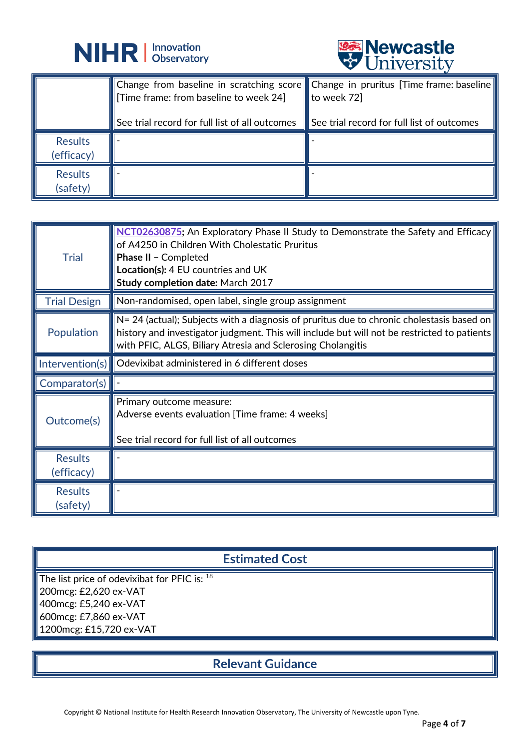| | | |
|---|---|---|
| | Change from baseline in scratching score [Time frame: from baseline to week 24]<br><br>See trial record for full list of all outcomes | Change in pruritus [Time frame: baseline to week 72]<br><br>See trial record for full list of outcomes |
| Results (efficacy) | - | - |
| Results (safety) | - | - |

| | |
|---|---|
| Trial | **NCT02630875;** An Exploratory Phase II Study to Demonstrate the Safety and Efficacy of A4250 in Children With Cholestatic Pruritus<br>**Phase II –** Completed<br>**Location(s):** 4 EU countries and UK<br>**Study completion date:** March 2017 |
| Trial Design | Non-randomised, open label, single group assignment |
| Population | N= 24 (actual); Subjects with a diagnosis of pruritus due to chronic cholestasis based on history and investigator judgment. This will include but will not be restricted to patients with PFIC, ALGS, Biliary Atresia and Sclerosing Cholangitis |
| Intervention(s) | Odevixibat administered in 6 different doses |
| Comparator(s) | - |
| Outcome(s) | Primary outcome measure:<br>Adverse events evaluation [Time frame: 4 weeks]<br><br>See trial record for full list of all outcomes |
| Results (efficacy) | - |
| Results (safety) | - |

## Estimated Cost

The list price of odevixibat for PFIC is: [18]
200mcg: £2,620 ex-VAT
400mcg: £5,240 ex-VAT
600mcg: £7,860 ex-VAT
1200mcg: £15,720 ex-VAT

## Relevant Guidance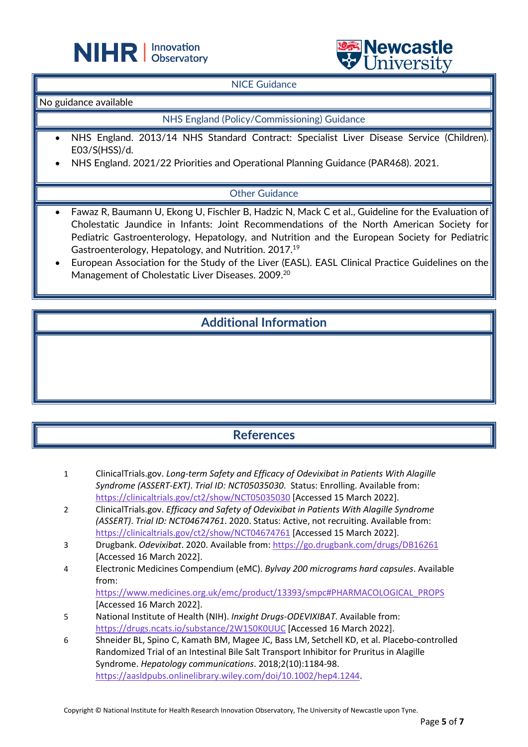### NICE Guidance

No guidance available

### NHS England (Policy/Commissioning) Guidance

- NHS England. 2013/14 NHS Standard Contract: Specialist Liver Disease Service (Children). E03/S(HSS)/d.
- NHS England. 2021/22 Priorities and Operational Planning Guidance (PAR468). 2021.

### Other Guidance

- Fawaz R, Baumann U, Ekong U, Fischler B, Hadzic N, Mack C et al., Guideline for the Evaluation of Cholestatic Jaundice in Infants: Joint Recommendations of the North American Society for Pediatric Gastroenterology, Hepatology, and Nutrition and the European Society for Pediatric Gastroenterology, Hepatology, and Nutrition. 2017.[19]
- European Association for the Study of the Liver (EASL). EASL Clinical Practice Guidelines on the Management of Cholestatic Liver Diseases. 2009.[20]

## Additional Information

## References

1. ClinicalTrials.gov. *Long-term Safety and Efficacy of Odevixibat in Patients With Alagille Syndrome (ASSERT-EXT). Trial ID: NCT05035030*. Status: Enrolling. Available from: https://clinicaltrials.gov/ct2/show/NCT05035030 [Accessed 15 March 2022].
2. ClinicalTrials.gov. *Efficacy and Safety of Odevixibat in Patients With Alagille Syndrome (ASSERT). Trial ID: NCT04674761*. 2020. Status: Active, not recruiting. Available from: https://clinicaltrials.gov/ct2/show/NCT04674761 [Accessed 15 March 2022].
3. Drugbank. *Odevixibat*. 2020. Available from: https://go.drugbank.com/drugs/DB16261 [Accessed 16 March 2022].
4. Electronic Medicines Compendium (eMC). *Bylvay 200 micrograms hard capsules*. Available from: https://www.medicines.org.uk/emc/product/13393/smpc#PHARMACOLOGICAL_PROPS [Accessed 16 March 2022].
5. National Institute of Health (NIH). *Inxight Drugs-ODEVIXIBAT*. Available from: https://drugs.ncats.io/substance/2W150K0UUC [Accessed 16 March 2022].
6. Shneider BL, Spino C, Kamath BM, Magee JC, Bass LM, Setchell KD, et al. Placebo-controlled Randomized Trial of an Intestinal Bile Salt Transport Inhibitor for Pruritus in Alagille Syndrome. *Hepatology communications*. 2018;2(10):1184-98. https://aasldpubs.onlinelibrary.wiley.com/doi/10.1002/hep4.1244.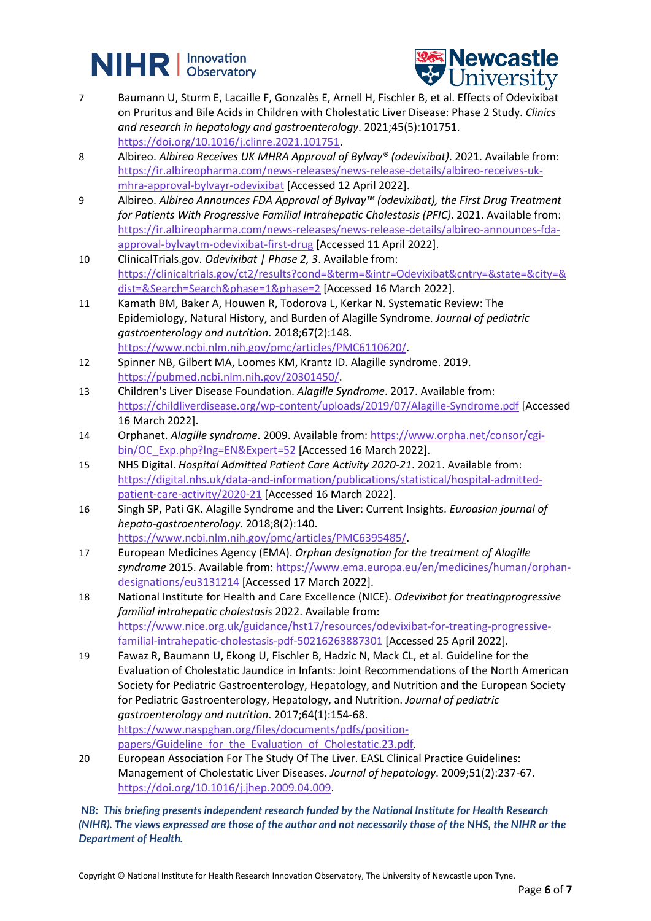7 Baumann U, Sturm E, Lacaille F, Gonzalès E, Arnell H, Fischler B, et al. Effects of Odevixibat on Pruritus and Bile Acids in Children with Cholestatic Liver Disease: Phase 2 Study. *Clinics and research in hepatology and gastroenterology*. 2021;45(5):101751. https://doi.org/10.1016/j.clinre.2021.101751.

8 Albireo. *Albireo Receives UK MHRA Approval of Bylvay® (odevixibat)*. 2021. Available from: https://ir.albireopharma.com/news-releases/news-release-details/albireo-receives-uk-mhra-approval-bylvayr-odevixibat [Accessed 12 April 2022].

9 Albireo. *Albireo Announces FDA Approval of Bylvay™ (odevixibat), the First Drug Treatment for Patients With Progressive Familial Intrahepatic Cholestasis (PFIC)*. 2021. Available from: https://ir.albireopharma.com/news-releases/news-release-details/albireo-announces-fda-approval-bylvaytm-odevixibat-first-drug [Accessed 11 April 2022].

10 ClinicalTrials.gov. *Odevixibat | Phase 2, 3*. Available from: https://clinicaltrials.gov/ct2/results?cond=&term=&intr=Odevixibat&cntry=&state=&city=&dist=&Search=Search&phase=1&phase=2 [Accessed 16 March 2022].

11 Kamath BM, Baker A, Houwen R, Todorova L, Kerkar N. Systematic Review: The Epidemiology, Natural History, and Burden of Alagille Syndrome. *Journal of pediatric gastroenterology and nutrition*. 2018;67(2):148. https://www.ncbi.nlm.nih.gov/pmc/articles/PMC6110620/.

12 Spinner NB, Gilbert MA, Loomes KM, Krantz ID. Alagille syndrome. 2019. https://pubmed.ncbi.nlm.nih.gov/20301450/.

13 Children's Liver Disease Foundation. *Alagille Syndrome*. 2017. Available from: https://childliverdisease.org/wp-content/uploads/2019/07/Alagille-Syndrome.pdf [Accessed 16 March 2022].

14 Orphanet. *Alagille syndrome*. 2009. Available from: https://www.orpha.net/consor/cgi-bin/OC_Exp.php?lng=EN&Expert=52 [Accessed 16 March 2022].

15 NHS Digital. *Hospital Admitted Patient Care Activity 2020-21*. 2021. Available from: https://digital.nhs.uk/data-and-information/publications/statistical/hospital-admitted-patient-care-activity/2020-21 [Accessed 16 March 2022].

16 Singh SP, Pati GK. Alagille Syndrome and the Liver: Current Insights. *Euroasian journal of hepato-gastroenterology*. 2018;8(2):140. https://www.ncbi.nlm.nih.gov/pmc/articles/PMC6395485/.

17 European Medicines Agency (EMA). *Orphan designation for the treatment of Alagille syndrome* 2015. Available from: https://www.ema.europa.eu/en/medicines/human/orphan-designations/eu3131214 [Accessed 17 March 2022].

18 National Institute for Health and Care Excellence (NICE). *Odevixibat for treatingprogressive familial intrahepatic cholestasis* 2022. Available from: https://www.nice.org.uk/guidance/hst17/resources/odevixibat-for-treating-progressive-familial-intrahepatic-cholestasis-pdf-50216263887301 [Accessed 25 April 2022].

19 Fawaz R, Baumann U, Ekong U, Fischler B, Hadzic N, Mack CL, et al. Guideline for the Evaluation of Cholestatic Jaundice in Infants: Joint Recommendations of the North American Society for Pediatric Gastroenterology, Hepatology, and Nutrition and the European Society for Pediatric Gastroenterology, Hepatology, and Nutrition. *Journal of pediatric gastroenterology and nutrition*. 2017;64(1):154-68. https://www.naspghan.org/files/documents/pdfs/position-papers/Guideline_for_the_Evaluation_of_Cholestatic.23.pdf.

20 European Association For The Study Of The Liver. EASL Clinical Practice Guidelines: Management of Cholestatic Liver Diseases. *Journal of hepatology*. 2009;51(2):237-67. https://doi.org/10.1016/j.jhep.2009.04.009.

***NB: This briefing presents independent research funded by the National Institute for Health Research (NIHR). The views expressed are those of the author and not necessarily those of the NHS, the NIHR or the Department of Health.***

Copyright © National Institute for Health Research Innovation Observatory, The University of Newcastle upon Tyne.